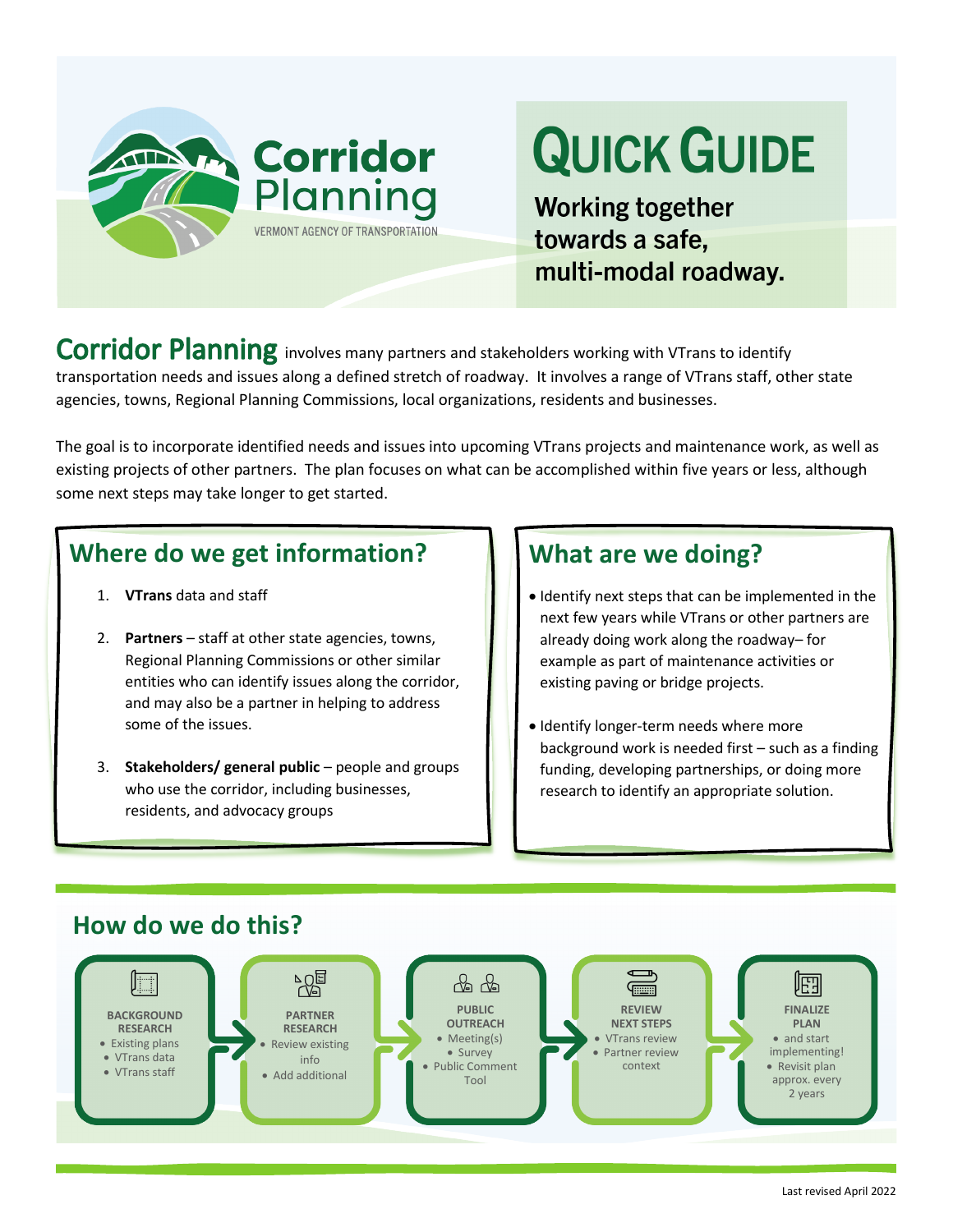# Corridor Planning

VERMONT AGENCY OF TRANSPORTATION

# QUICK GUIDE

**Working together towards a safe, multi-modal roadway.**

**Corridor Planning** involves many partners and stakeholders working with VTrans to identify transportation needs and issues along a defined stretch of roadway. It involves a range of VTrans staff, other state agencies, towns, Regional Planning Commissions, local organizations, residents and businesses.

The goal is to incorporate identified needs and issues into upcoming VTrans projects and maintenance work, as well as existing projects of other partners. The plan focuses on what can be accomplished within five years or less, although some next steps may take longer to get started.

## Where do we get information?

1. **VTrans** data and staff
2. **Partners** – staff at other state agencies, towns, Regional Planning Commissions or other similar entities who can identify issues along the corridor, and may also be a partner in helping to address some of the issues.
3. **Stakeholders/ general public** – people and groups who use the corridor, including businesses, residents, and advocacy groups

## What are we doing?

- Identify next steps that can be implemented in the next few years while VTrans or other partners are already doing work along the roadway– for example as part of maintenance activities or existing paving or bridge projects.
- Identify longer-term needs where more background work is needed first – such as a finding funding, developing partnerships, or doing more research to identify an appropriate solution.

## How do we do this?

**BACKGROUND RESEARCH**
- Existing plans
- VTrans data
- VTrans staff

**PARTNER RESEARCH**
- Review existing info
- Add additional

**PUBLIC OUTREACH**
- Meeting(s)
- Survey
- Public Comment Tool

**REVIEW NEXT STEPS**
- VTrans review
- Partner review context

**FINALIZE PLAN**
- and start implementing!
- Revisit plan approx. every 2 years

Last revised April 2022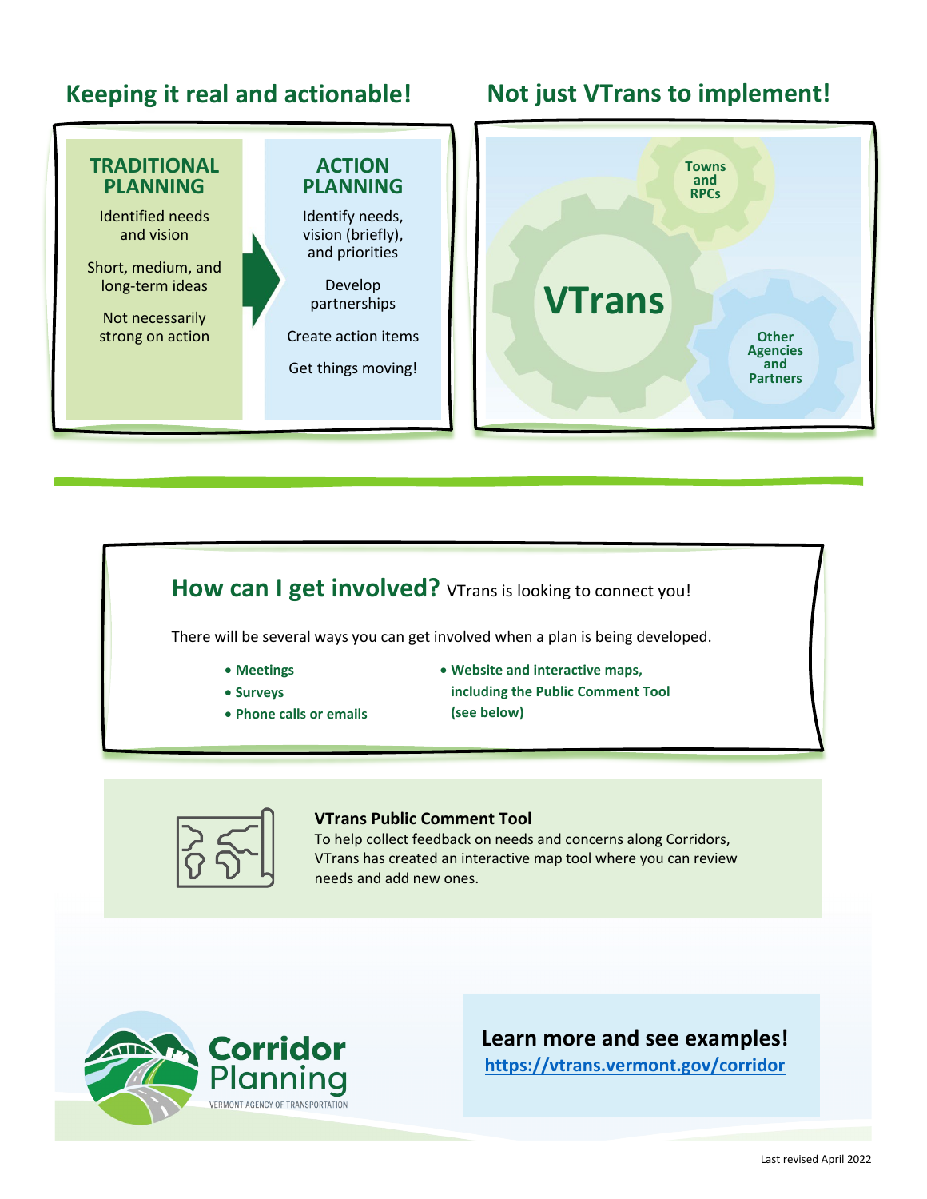## Keeping it real and actionable!

### TRADITIONAL PLANNING

Identified needs and vision

Short, medium, and long-term ideas

Not necessarily strong on action

### ACTION PLANNING

Identify needs, vision (briefly), and priorities

Develop partnerships

Create action items

Get things moving!

## Not just VTrans to implement!

Towns and RPCs

VTrans

Other Agencies and Partners

## How can I get involved? VTrans is looking to connect you!

There will be several ways you can get involved when a plan is being developed.

- **Meetings**
- **Surveys**
- **Phone calls or emails**
- **Website and interactive maps, including the Public Comment Tool (see below)**

**VTrans Public Comment Tool**

To help collect feedback on needs and concerns along Corridors, VTrans has created an interactive map tool where you can review needs and add new ones.

Corridor Planning

VERMONT AGENCY OF TRANSPORTATION

**Learn more and see examples!**

**https://vtrans.vermont.gov/corridor**

Last revised April 2022